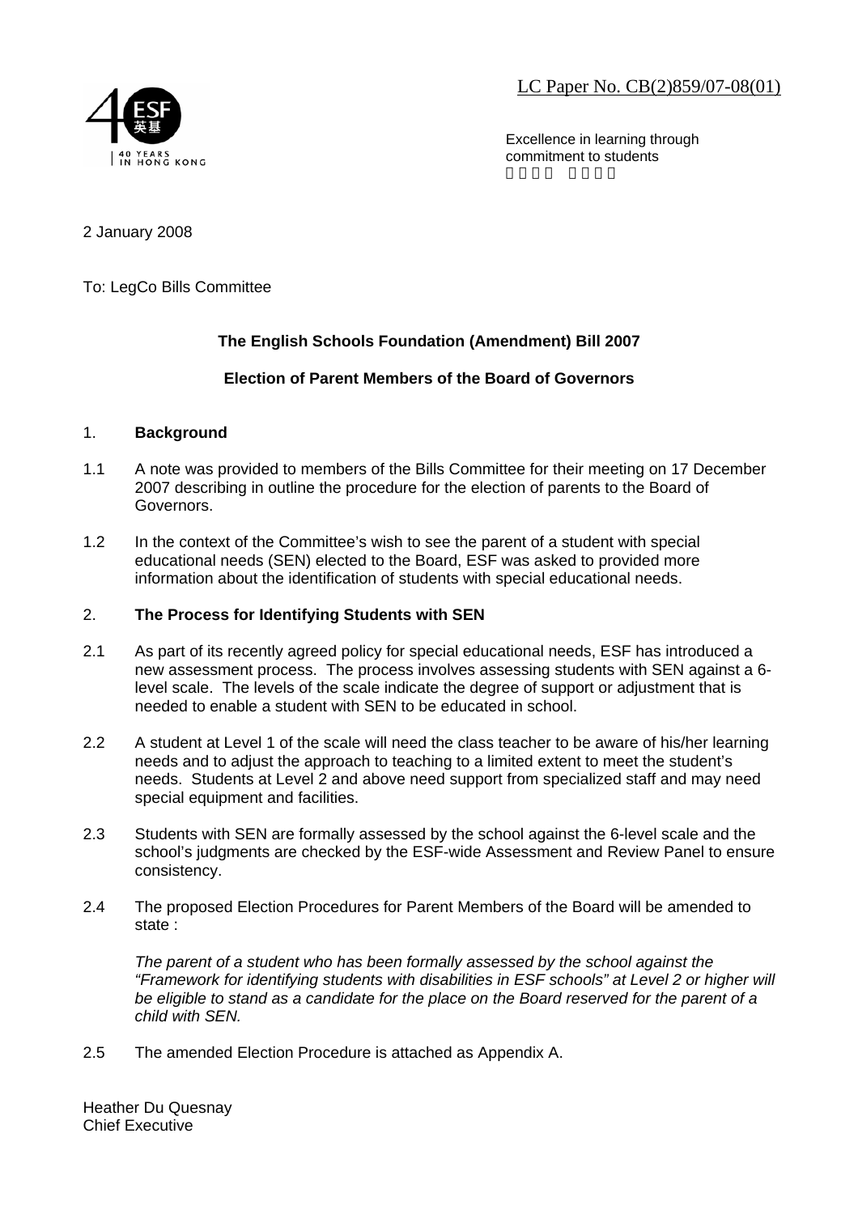LC Paper No. CB(2)859/07-08(01)

Excellence in learning through commitment to students

2 January 2008

To: LegCo Bills Committee

**The English Schools Foundation (Amendment) Bill 2007**

**Election of Parent Members of the Board of Governors**

1. **Background**

1.1 A note was provided to members of the Bills Committee for their meeting on 17 December 2007 describing in outline the procedure for the election of parents to the Board of Governors.

1.2 In the context of the Committee's wish to see the parent of a student with special educational needs (SEN) elected to the Board, ESF was asked to provided more information about the identification of students with special educational needs.

2. **The Process for Identifying Students with SEN**

2.1 As part of its recently agreed policy for special educational needs, ESF has introduced a new assessment process. The process involves assessing students with SEN against a 6-level scale. The levels of the scale indicate the degree of support or adjustment that is needed to enable a student with SEN to be educated in school.

2.2 A student at Level 1 of the scale will need the class teacher to be aware of his/her learning needs and to adjust the approach to teaching to a limited extent to meet the student's needs. Students at Level 2 and above need support from specialized staff and may need special equipment and facilities.

2.3 Students with SEN are formally assessed by the school against the 6-level scale and the school's judgments are checked by the ESF-wide Assessment and Review Panel to ensure consistency.

2.4 The proposed Election Procedures for Parent Members of the Board will be amended to state :

*The parent of a student who has been formally assessed by the school against the "Framework for identifying students with disabilities in ESF schools" at Level 2 or higher will be eligible to stand as a candidate for the place on the Board reserved for the parent of a child with SEN.*

2.5 The amended Election Procedure is attached as Appendix A.

Heather Du Quesnay
Chief Executive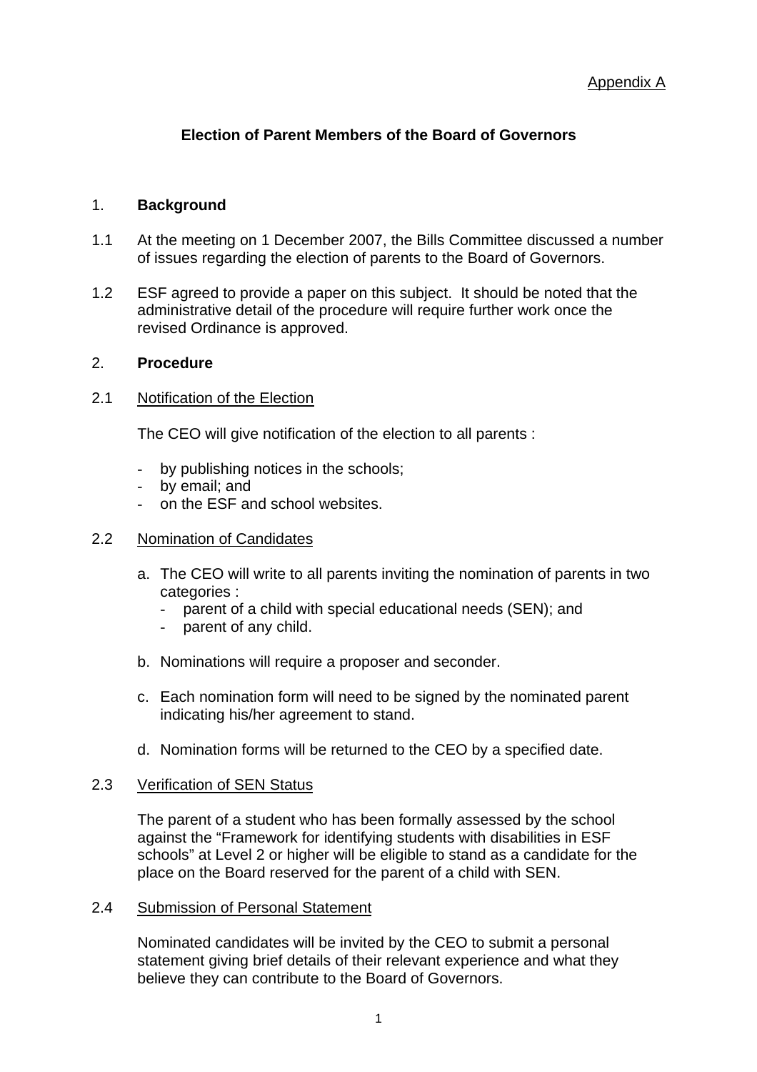Appendix A

# Election of Parent Members of the Board of Governors

## 1. Background

1.1 At the meeting on 1 December 2007, the Bills Committee discussed a number of issues regarding the election of parents to the Board of Governors.

1.2 ESF agreed to provide a paper on this subject. It should be noted that the administrative detail of the procedure will require further work once the revised Ordinance is approved.

## 2. Procedure

### 2.1 Notification of the Election

The CEO will give notification of the election to all parents :

- by publishing notices in the schools;
- by email; and
- on the ESF and school websites.

### 2.2 Nomination of Candidates

a. The CEO will write to all parents inviting the nomination of parents in two categories :
   - parent of a child with special educational needs (SEN); and
   - parent of any child.

b. Nominations will require a proposer and seconder.

c. Each nomination form will need to be signed by the nominated parent indicating his/her agreement to stand.

d. Nomination forms will be returned to the CEO by a specified date.

### 2.3 Verification of SEN Status

The parent of a student who has been formally assessed by the school against the "Framework for identifying students with disabilities in ESF schools" at Level 2 or higher will be eligible to stand as a candidate for the place on the Board reserved for the parent of a child with SEN.

### 2.4 Submission of Personal Statement

Nominated candidates will be invited by the CEO to submit a personal statement giving brief details of their relevant experience and what they believe they can contribute to the Board of Governors.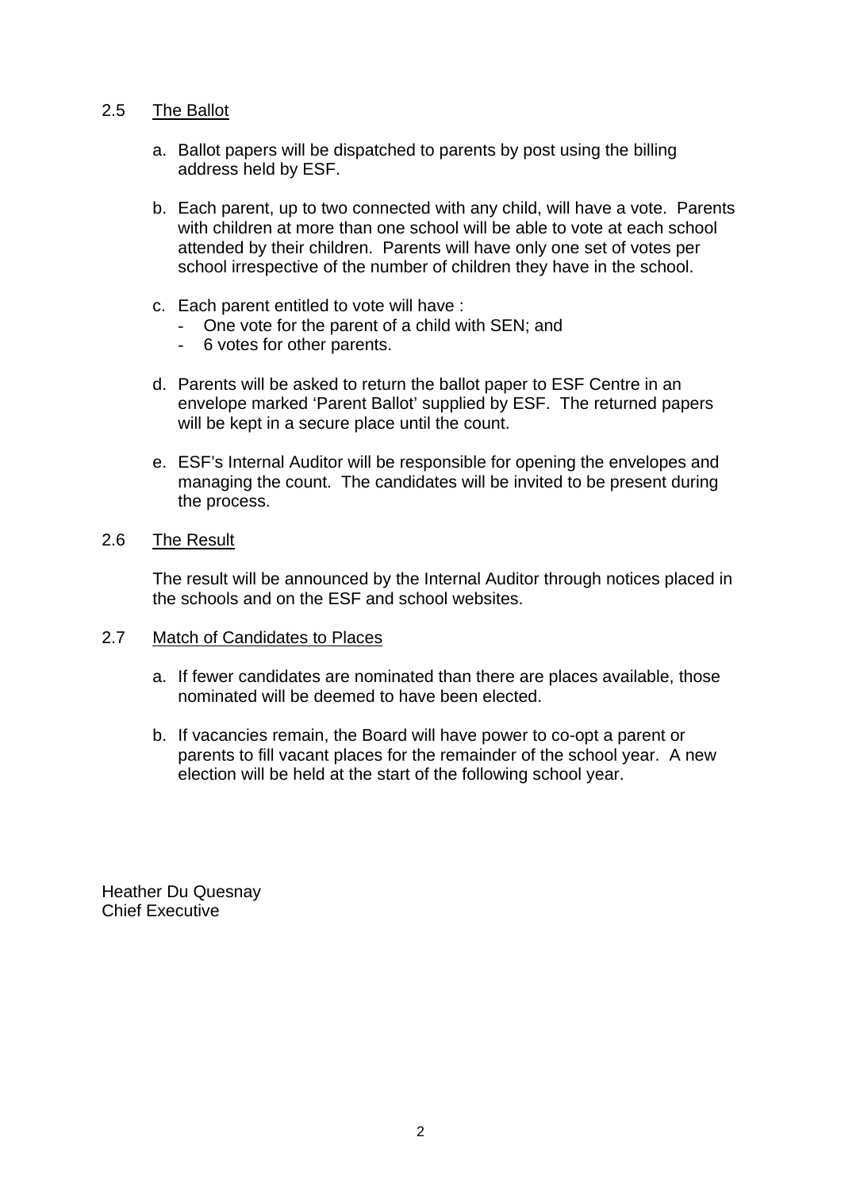### 2.5 The Ballot

a. Ballot papers will be dispatched to parents by post using the billing address held by ESF.

b. Each parent, up to two connected with any child, will have a vote. Parents with children at more than one school will be able to vote at each school attended by their children. Parents will have only one set of votes per school irrespective of the number of children they have in the school.

c. Each parent entitled to vote will have :
   - One vote for the parent of a child with SEN; and
   - 6 votes for other parents.

d. Parents will be asked to return the ballot paper to ESF Centre in an envelope marked 'Parent Ballot' supplied by ESF. The returned papers will be kept in a secure place until the count.

e. ESF's Internal Auditor will be responsible for opening the envelopes and managing the count. The candidates will be invited to be present during the process.

### 2.6 The Result

The result will be announced by the Internal Auditor through notices placed in the schools and on the ESF and school websites.

### 2.7 Match of Candidates to Places

a. If fewer candidates are nominated than there are places available, those nominated will be deemed to have been elected.

b. If vacancies remain, the Board will have power to co-opt a parent or parents to fill vacant places for the remainder of the school year. A new election will be held at the start of the following school year.

Heather Du Quesnay
Chief Executive